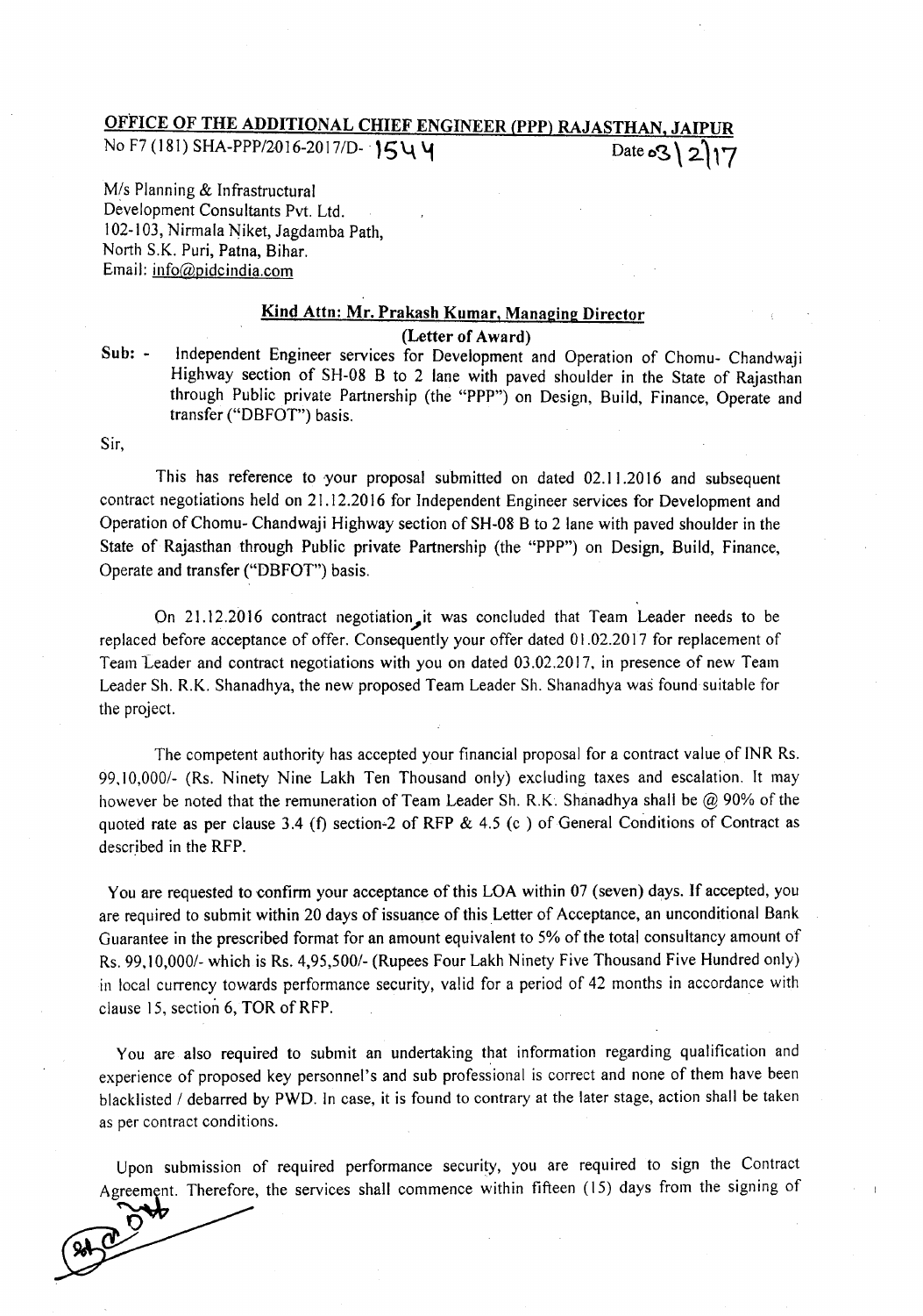## OFFICE OF THE ADDITIONAL CHIEF ENGINEER (PPP) RAJASTHAN, JAIPUR

No F7 (181) SHA-PPP/2016-2017/D- 1544 Date 03\2\17

M/s Planning & Infrastructural
Development Consultants Pvt. Ltd.
102-103, Nirmala Niket, Jagdamba Path,
North S.K. Puri, Patna, Bihar.
Email: info@pidcindia.com

**Kind Attn: Mr. Prakash Kumar, Managing Director**

**(Letter of Award)**

**Sub: -** Independent Engineer services for Development and Operation of Chomu- Chandwaji Highway section of SH-08 B to 2 lane with paved shoulder in the State of Rajasthan through Public private Partnership (the "PPP") on Design, Build, Finance, Operate and transfer ("DBFOT") basis.

Sir,

This has reference to your proposal submitted on dated 02.11.2016 and subsequent contract negotiations held on 21.12.2016 for Independent Engineer services for Development and Operation of Chomu- Chandwaji Highway section of SH-08 B to 2 lane with paved shoulder in the State of Rajasthan through Public private Partnership (the "PPP") on Design, Build, Finance, Operate and transfer ("DBFOT") basis.

On 21.12.2016 contract negotiation, it was concluded that Team Leader needs to be replaced before acceptance of offer. Consequently your offer dated 01.02.2017 for replacement of Team Leader and contract negotiations with you on dated 03.02.2017, in presence of new Team Leader Sh. R.K. Shanadhya, the new proposed Team Leader Sh. Shanadhya was found suitable for the project.

The competent authority has accepted your financial proposal for a contract value of INR Rs. 99,10,000/- (Rs. Ninety Nine Lakh Ten Thousand only) excluding taxes and escalation. It may however be noted that the remuneration of Team Leader Sh. R.K. Shanadhya shall be @ 90% of the quoted rate as per clause 3.4 (f) section-2 of RFP & 4.5 (c ) of General Conditions of Contract as described in the RFP.

You are requested to confirm your acceptance of this LOA within 07 (seven) days. If accepted, you are required to submit within 20 days of issuance of this Letter of Acceptance, an unconditional Bank Guarantee in the prescribed format for an amount equivalent to 5% of the total consultancy amount of Rs. 99,10,000/- which is Rs. 4,95,500/- (Rupees Four Lakh Ninety Five Thousand Five Hundred only) in local currency towards performance security, valid for a period of 42 months in accordance with clause 15, section 6, TOR of RFP.

You are also required to submit an undertaking that information regarding qualification and experience of proposed key personnel's and sub professional is correct and none of them have been blacklisted / debarred by PWD. In case, it is found to contrary at the later stage, action shall be taken as per contract conditions.

Upon submission of required performance security, you are required to sign the Contract Agreement. Therefore, the services shall commence within fifteen (15) days from the signing of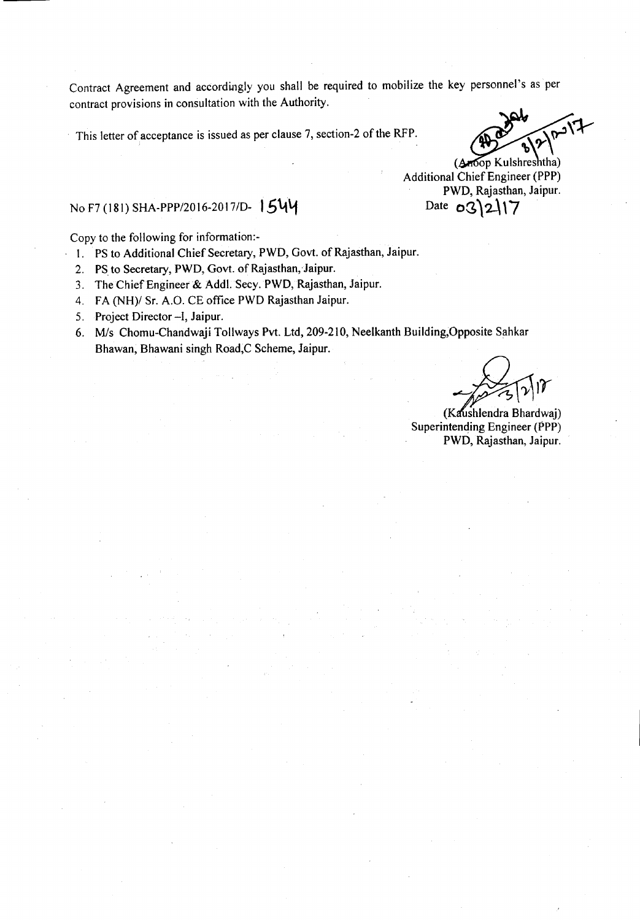Contract Agreement and accordingly you shall be required to mobilize the key personnel's as per contract provisions in consultation with the Authority.

This letter of acceptance is issued as per clause 7, section-2 of the RFP.

(Anoop Kulshreshtha)
Additional Chief Engineer (PPP)
PWD, Rajasthan, Jaipur.
Date 03/2/17

No F7 (181) SHA-PPP/2016-2017/D- 1544

Copy to the following for information:-

1. PS to Additional Chief Secretary, PWD, Govt. of Rajasthan, Jaipur.
2. PS to Secretary, PWD, Govt. of Rajasthan, Jaipur.
3. The Chief Engineer & Addl. Secy. PWD, Rajasthan, Jaipur.
4. FA (NH)/ Sr. A.O. CE office PWD Rajasthan Jaipur.
5. Project Director –I, Jaipur.
6. M/s Chomu-Chandwaji Tollways Pvt. Ltd, 209-210, Neelkanth Building,Opposite Sahkar Bhawan, Bhawani singh Road,C Scheme, Jaipur.

(Kaushlendra Bhardwaj)
Superintending Engineer (PPP)
PWD, Rajasthan, Jaipur.